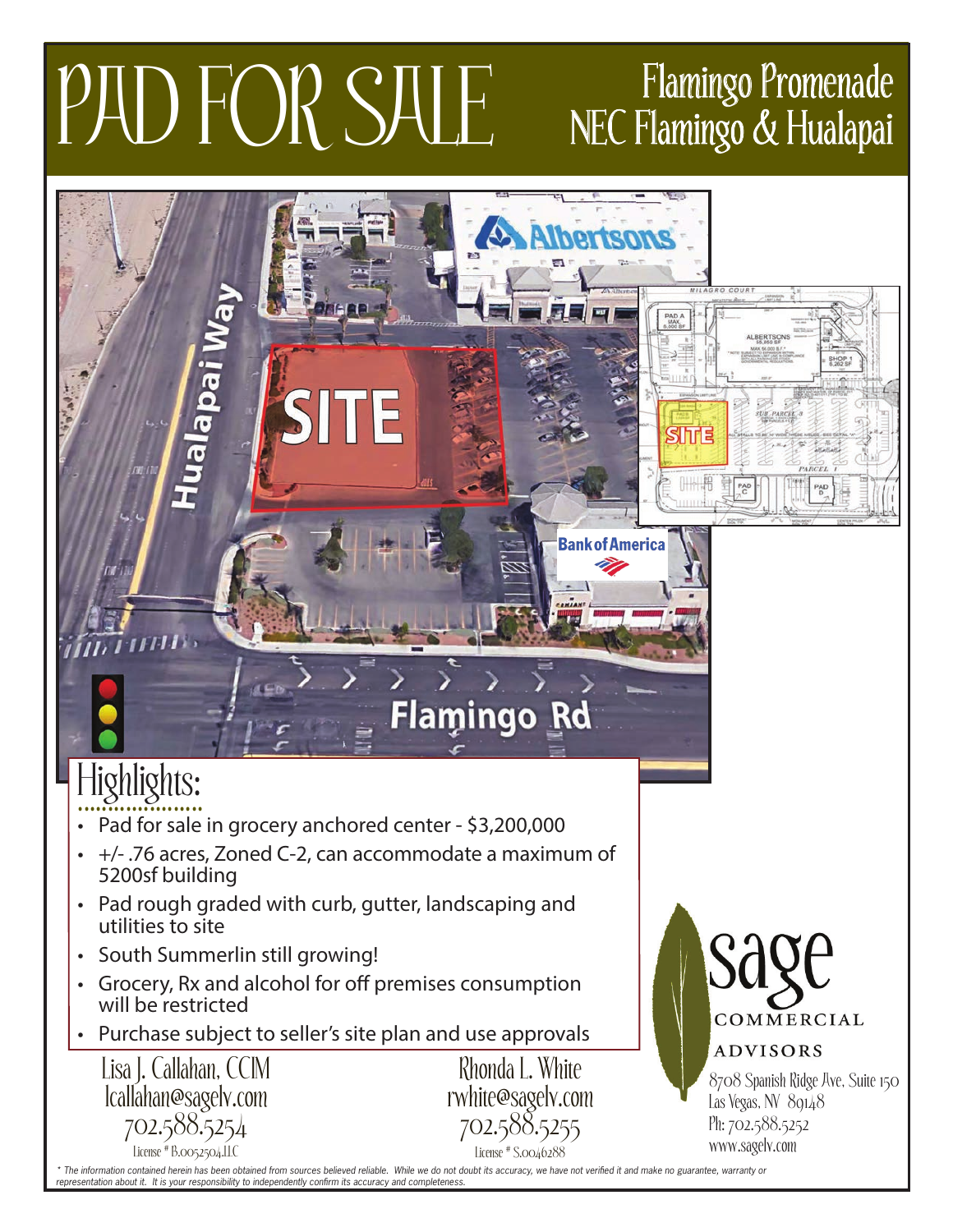# PAD FOR SALE

## Flamingo Promenade
## NEC Flamingo & Hualapai

## Highlights:

- Pad for sale in grocery anchored center - $3,200,000
- +/- .76 acres, Zoned C-2, can accommodate a maximum of 5200sf building
- Pad rough graded with curb, gutter, landscaping and utilities to site
- South Summerlin still growing!
- Grocery, Rx and alcohol for off premises consumption will be restricted
- Purchase subject to seller's site plan and use approvals

Lisa J. Callahan, CCIM
lcallahan@sagelv.com
702.588.5254
License # B.0052504.LLC

Rhonda L. White
rwhite@sagelv.com
702.588.5255
License # S.0046288

sage COMMERCIAL ADVISORS
8708 Spanish Ridge Ave, Suite 150
Las Vegas, NV 89148
Ph: 702.588.5252
www.sagelv.com

* The information contained herein has been obtained from sources believed reliable. While we do not doubt its accuracy, we have not verified it and make no guarantee, warranty or representation about it. It is your responsibility to independently confirm its accuracy and completeness.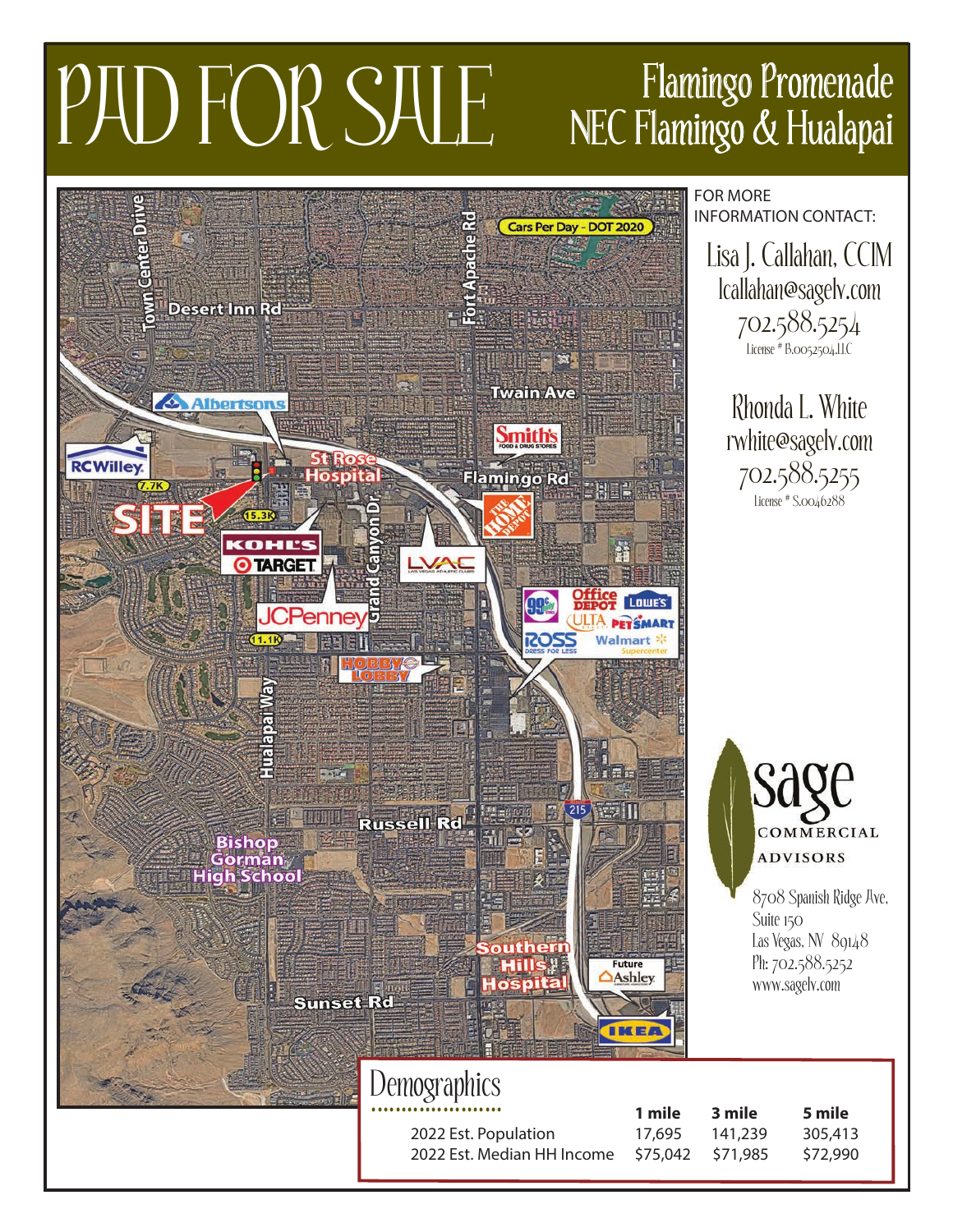# PAD FOR SALE

## Flamingo Promenade
## NEC Flamingo & Hualapai

Cars Per Day - DOT 2020

Town Center Drive
Desert Inn Rd
Fort Apache Rd
Twain Ave
Albertsons
Smith's
RC Willey
St Rose Hospital
Flamingo Rd
7.7K
SITE
15.3K
KOHL'S
TARGET
Grand Canyon Dr
LVAC
JCPenney
11.1K
99¢ Only
Office Depot
Lowe's
Ulta
PetSmart
Ross
Walmart Supercenter
Hobby Lobby
Hualapai Way
215
Russell Rd
Bishop Gorman High School
Southern Hills Hospital
Future Ashley
Sunset Rd
IKEA

FOR MORE INFORMATION CONTACT:

Lisa J. Callahan, CCIM
lcallahan@sagelv.com
702.588.5254
License # B.0052504.LLC

Rhonda L. White
rwhite@sagelv.com
702.588.5255
License # S.0046288

sage COMMERCIAL ADVISORS

8708 Spanish Ridge Ave,
Suite 150
Las Vegas, NV 89148
Ph: 702.588.5252
www.sagelv.com

## Demographics

| | 1 mile | 3 mile | 5 mile |
|---|---|---|---|
| 2022 Est. Population | 17,695 | 141,239 | 305,413 |
| 2022 Est. Median HH Income | $75,042 | $71,985 | $72,990 |